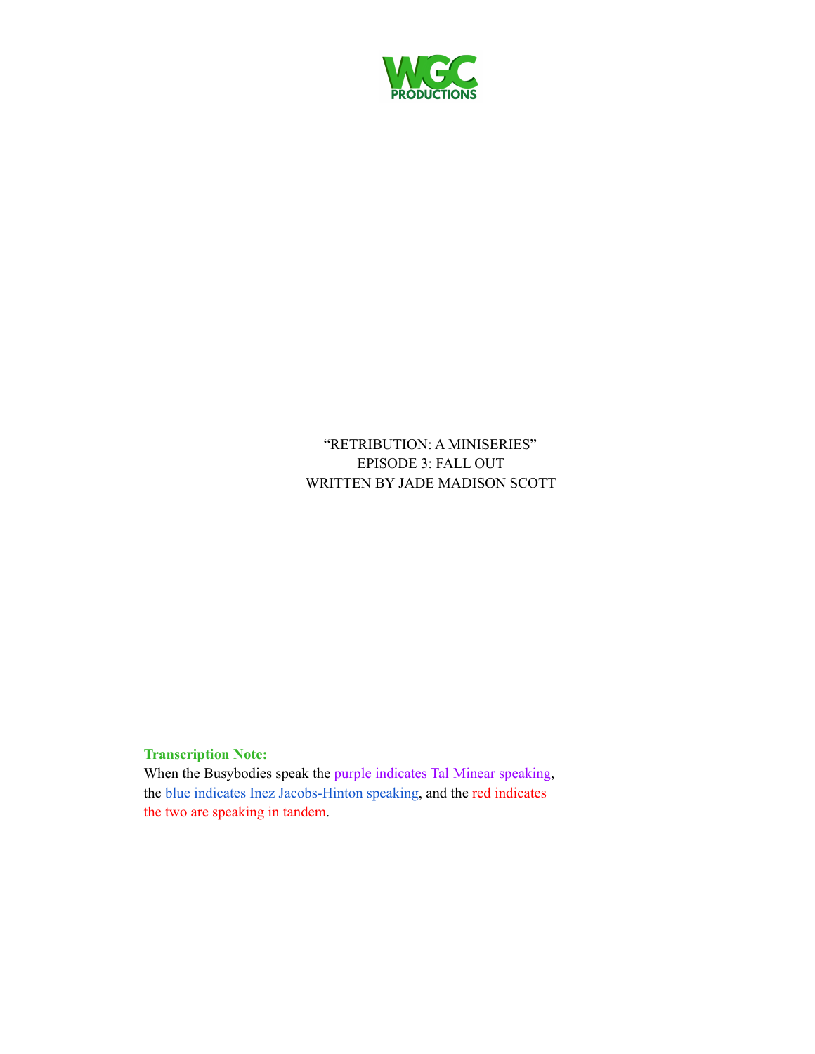WGC
PRODUCTIONS

"RETRIBUTION: A MINISERIES"
EPISODE 3: FALL OUT
WRITTEN BY JADE MADISON SCOTT

**Transcription Note:**
When the Busybodies speak the purple indicates Tal Minear speaking, the blue indicates Inez Jacobs-Hinton speaking, and the red indicates the two are speaking in tandem.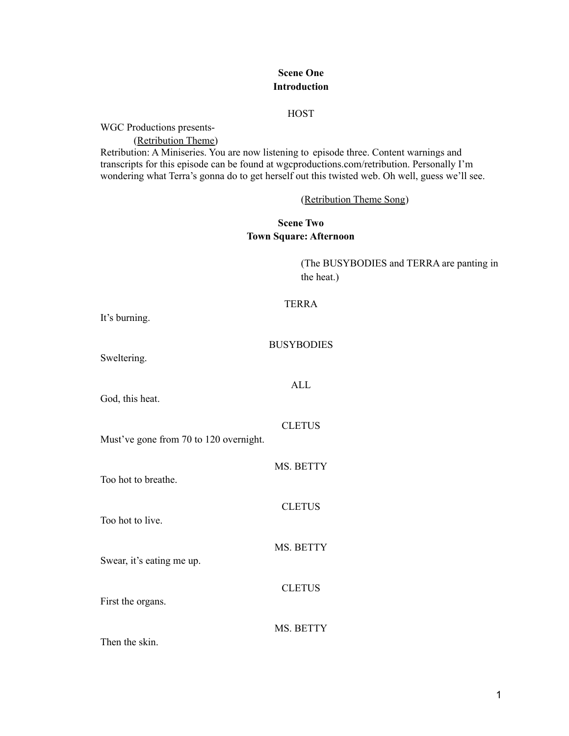**Scene One**
**Introduction**

HOST

WGC Productions presents-

(Retribution Theme)

Retribution: A Miniseries. You are now listening to episode three. Content warnings and transcripts for this episode can be found at wgcproductions.com/retribution. Personally I'm wondering what Terra's gonna do to get herself out this twisted web. Oh well, guess we'll see.

(Retribution Theme Song)

**Scene Two**
**Town Square: Afternoon**

(The BUSYBODIES and TERRA are panting in the heat.)

TERRA

It's burning.

BUSYBODIES

Sweltering.

ALL

God, this heat.

CLETUS

Must've gone from 70 to 120 overnight.

MS. BETTY

Too hot to breathe.

CLETUS

Too hot to live.

MS. BETTY

Swear, it's eating me up.

CLETUS

First the organs.

MS. BETTY

Then the skin.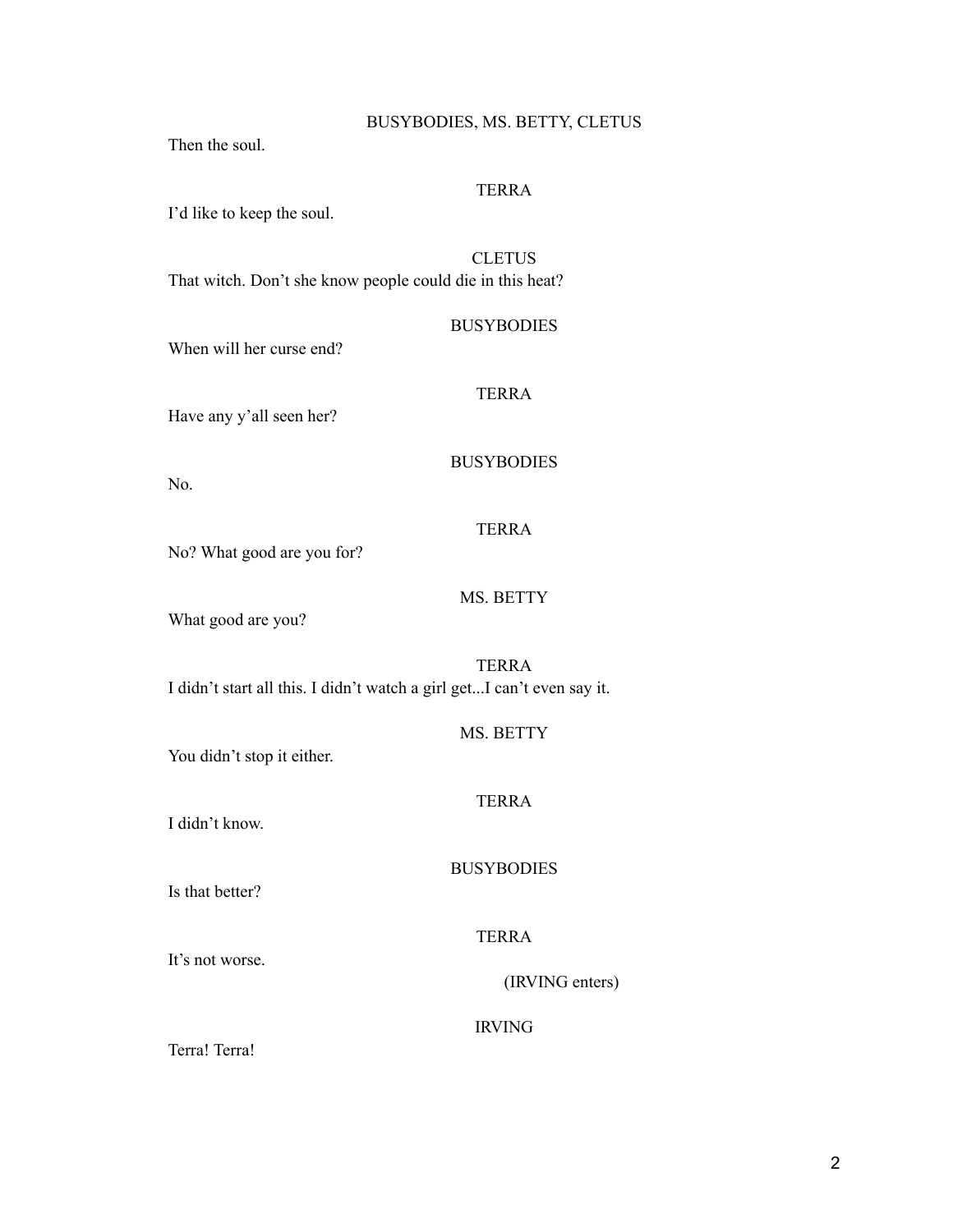BUSYBODIES, MS. BETTY, CLETUS

Then the soul.

TERRA

I'd like to keep the soul.

CLETUS

That witch. Don't she know people could die in this heat?

BUSYBODIES

When will her curse end?

TERRA

Have any y'all seen her?

BUSYBODIES

No.

TERRA

No? What good are you for?

MS. BETTY

What good are you?

TERRA

I didn't start all this. I didn't watch a girl get...I can't even say it.

MS. BETTY

You didn't stop it either.

TERRA

I didn't know.

BUSYBODIES

Is that better?

TERRA

It's not worse.

(IRVING enters)

IRVING

Terra! Terra!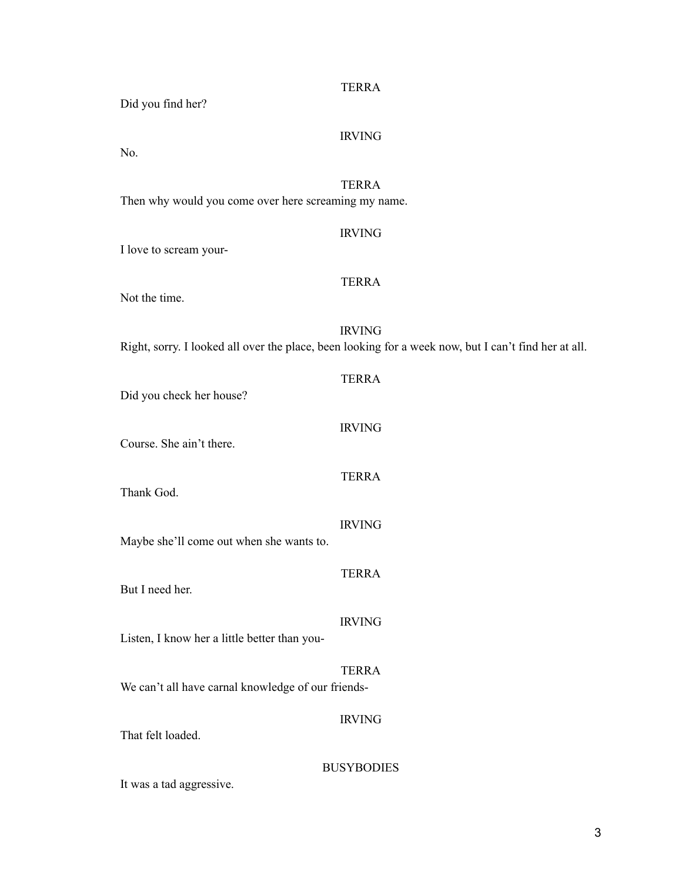TERRA

Did you find her?

IRVING

No.

TERRA

Then why would you come over here screaming my name.

IRVING

I love to scream your-

TERRA

Not the time.

IRVING

Right, sorry. I looked all over the place, been looking for a week now, but I can’t find her at all.

TERRA

Did you check her house?

IRVING

Course. She ain’t there.

TERRA

Thank God.

IRVING

Maybe she’ll come out when she wants to.

TERRA

But I need her.

IRVING

Listen, I know her a little better than you-

TERRA

We can’t all have carnal knowledge of our friends-

IRVING

That felt loaded.

BUSYBODIES

It was a tad aggressive.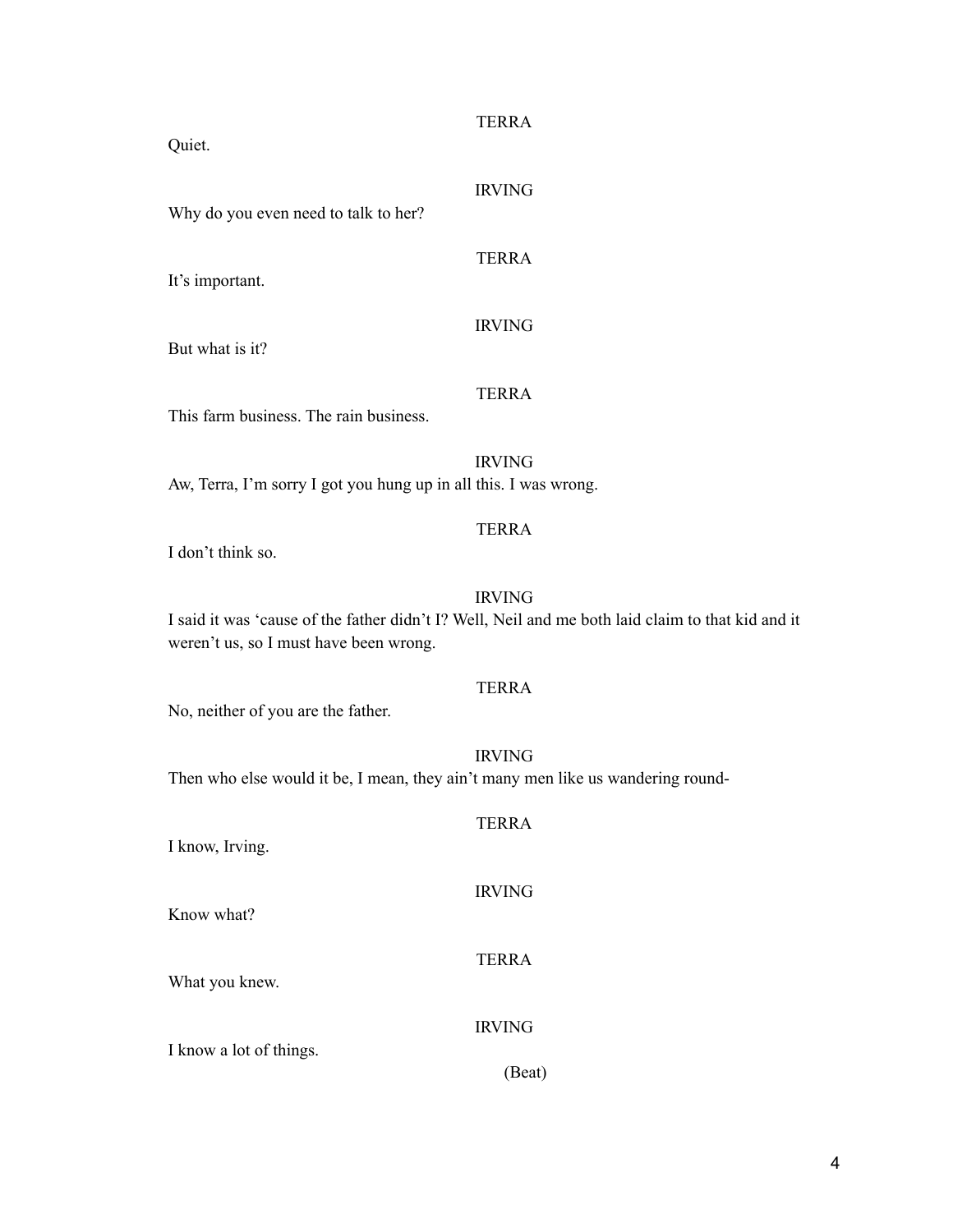TERRA

Quiet.

IRVING

Why do you even need to talk to her?

TERRA

It's important.

IRVING

But what is it?

TERRA

This farm business. The rain business.

IRVING

Aw, Terra, I'm sorry I got you hung up in all this. I was wrong.

TERRA

I don't think so.

IRVING

I said it was 'cause of the father didn't I? Well, Neil and me both laid claim to that kid and it weren't us, so I must have been wrong.

TERRA

No, neither of you are the father.

IRVING

Then who else would it be, I mean, they ain't many men like us wandering round-

TERRA

I know, Irving.

IRVING

Know what?

TERRA

What you knew.

IRVING

I know a lot of things.

(Beat)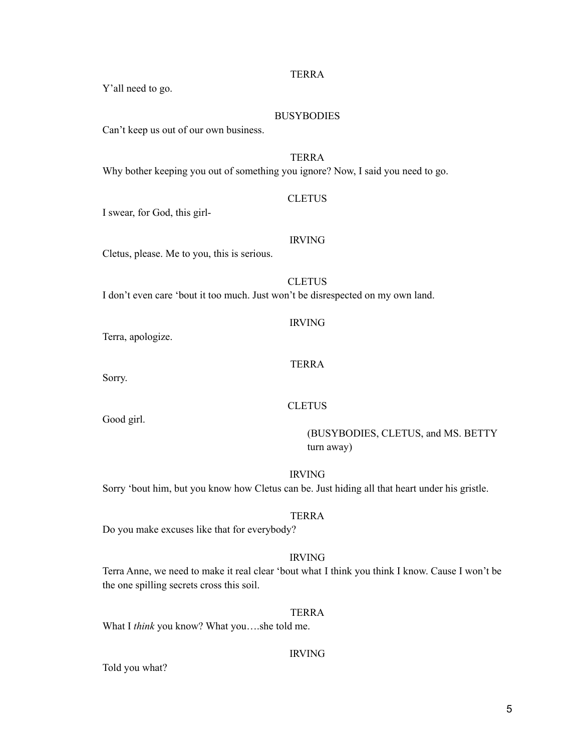TERRA

Y'all need to go.

BUSYBODIES

Can't keep us out of our own business.

TERRA

Why bother keeping you out of something you ignore? Now, I said you need to go.

CLETUS

I swear, for God, this girl-

IRVING

Cletus, please. Me to you, this is serious.

CLETUS

I don't even care 'bout it too much. Just won't be disrespected on my own land.

IRVING

Terra, apologize.

TERRA

Sorry.

CLETUS

Good girl.

(BUSYBODIES, CLETUS, and MS. BETTY turn away)

IRVING

Sorry 'bout him, but you know how Cletus can be. Just hiding all that heart under his gristle.

TERRA

Do you make excuses like that for everybody?

IRVING

Terra Anne, we need to make it real clear 'bout what I think you think I know. Cause I won't be the one spilling secrets cross this soil.

TERRA

What I *think* you know? What you….she told me.

IRVING

Told you what?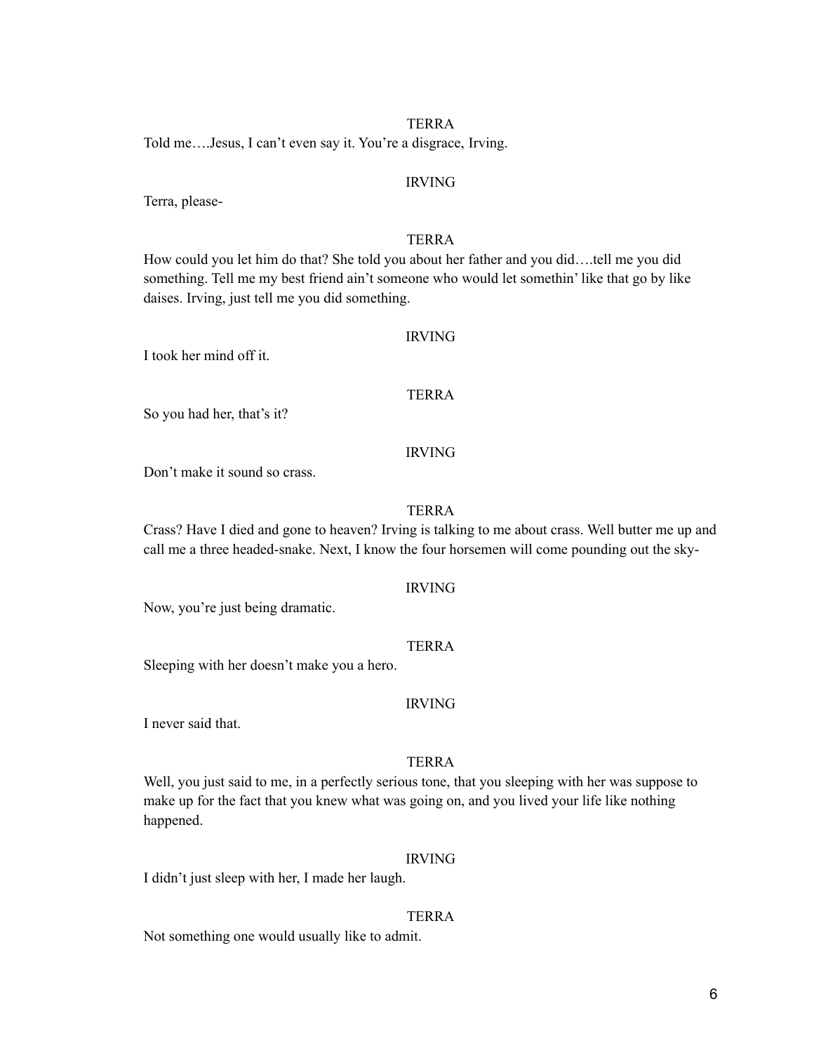TERRA

Told me….Jesus, I can't even say it. You're a disgrace, Irving.

IRVING

Terra, please-

TERRA

How could you let him do that? She told you about her father and you did….tell me you did something. Tell me my best friend ain't someone who would let somethin' like that go by like daises. Irving, just tell me you did something.

IRVING

I took her mind off it.

TERRA

So you had her, that's it?

IRVING

Don't make it sound so crass.

TERRA

Crass? Have I died and gone to heaven? Irving is talking to me about crass. Well butter me up and call me a three headed-snake. Next, I know the four horsemen will come pounding out the sky-

IRVING

Now, you're just being dramatic.

TERRA

Sleeping with her doesn't make you a hero.

IRVING

I never said that.

TERRA

Well, you just said to me, in a perfectly serious tone, that you sleeping with her was suppose to make up for the fact that you knew what was going on, and you lived your life like nothing happened.

IRVING

I didn't just sleep with her, I made her laugh.

TERRA

Not something one would usually like to admit.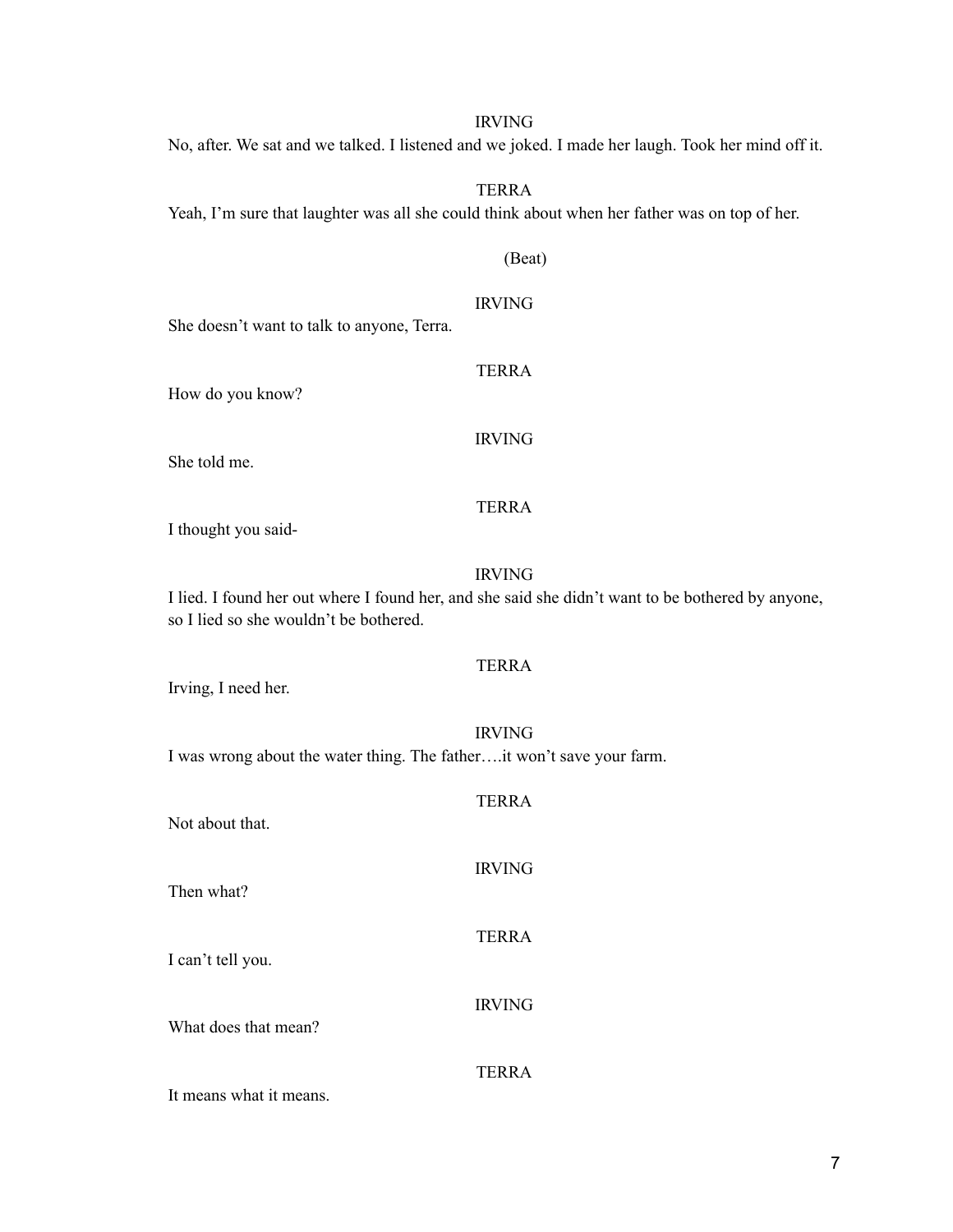IRVING

No, after. We sat and we talked. I listened and we joked. I made her laugh. Took her mind off it.

TERRA

Yeah, I'm sure that laughter was all she could think about when her father was on top of her.

(Beat)

IRVING

She doesn't want to talk to anyone, Terra.

TERRA

How do you know?

IRVING

She told me.

TERRA

I thought you said-

IRVING

I lied. I found her out where I found her, and she said she didn't want to be bothered by anyone, so I lied so she wouldn't be bothered.

TERRA

Irving, I need her.

IRVING

I was wrong about the water thing. The father….it won't save your farm.

TERRA

Not about that.

IRVING

Then what?

TERRA

I can't tell you.

IRVING

What does that mean?

TERRA

It means what it means.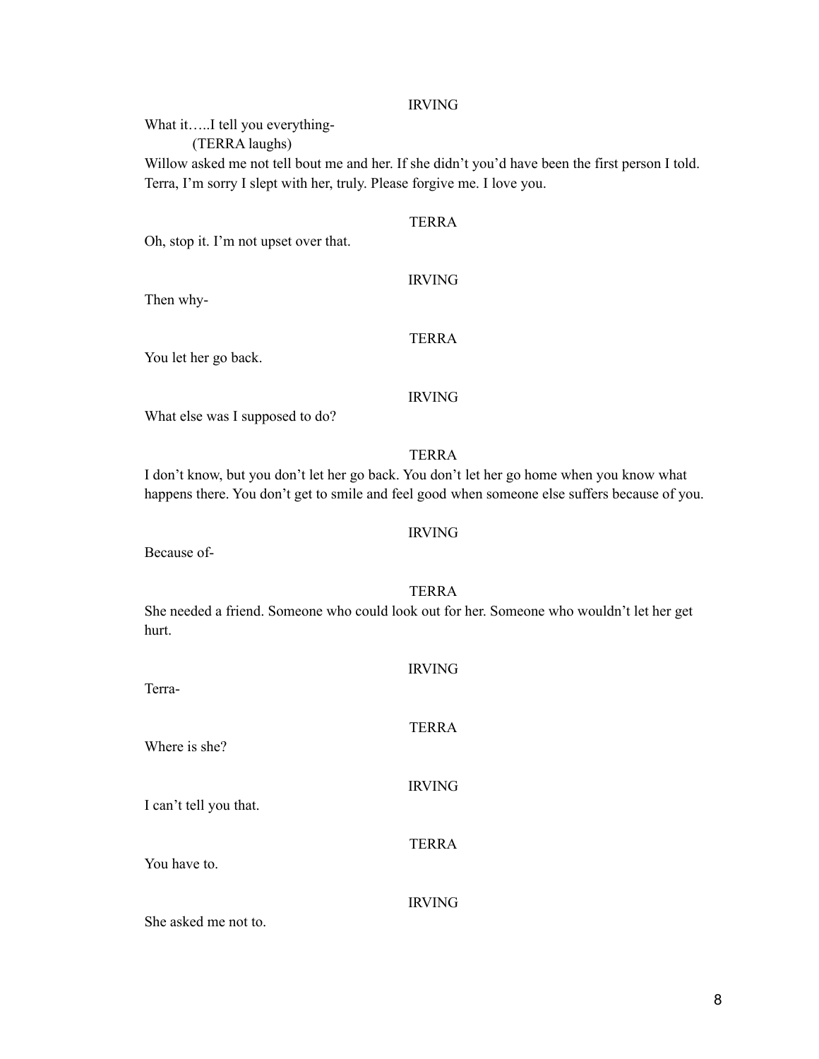IRVING

What it…..I tell you everything-

(TERRA laughs)

Willow asked me not tell bout me and her. If she didn't you'd have been the first person I told. Terra, I'm sorry I slept with her, truly. Please forgive me. I love you.

TERRA

Oh, stop it. I'm not upset over that.

IRVING

Then why-

TERRA

You let her go back.

IRVING

What else was I supposed to do?

TERRA

I don't know, but you don't let her go back. You don't let her go home when you know what happens there. You don't get to smile and feel good when someone else suffers because of you.

IRVING

Because of-

TERRA

She needed a friend. Someone who could look out for her. Someone who wouldn't let her get hurt.

IRVING

Terra-

TERRA

Where is she?

IRVING

I can't tell you that.

TERRA

You have to.

IRVING

She asked me not to.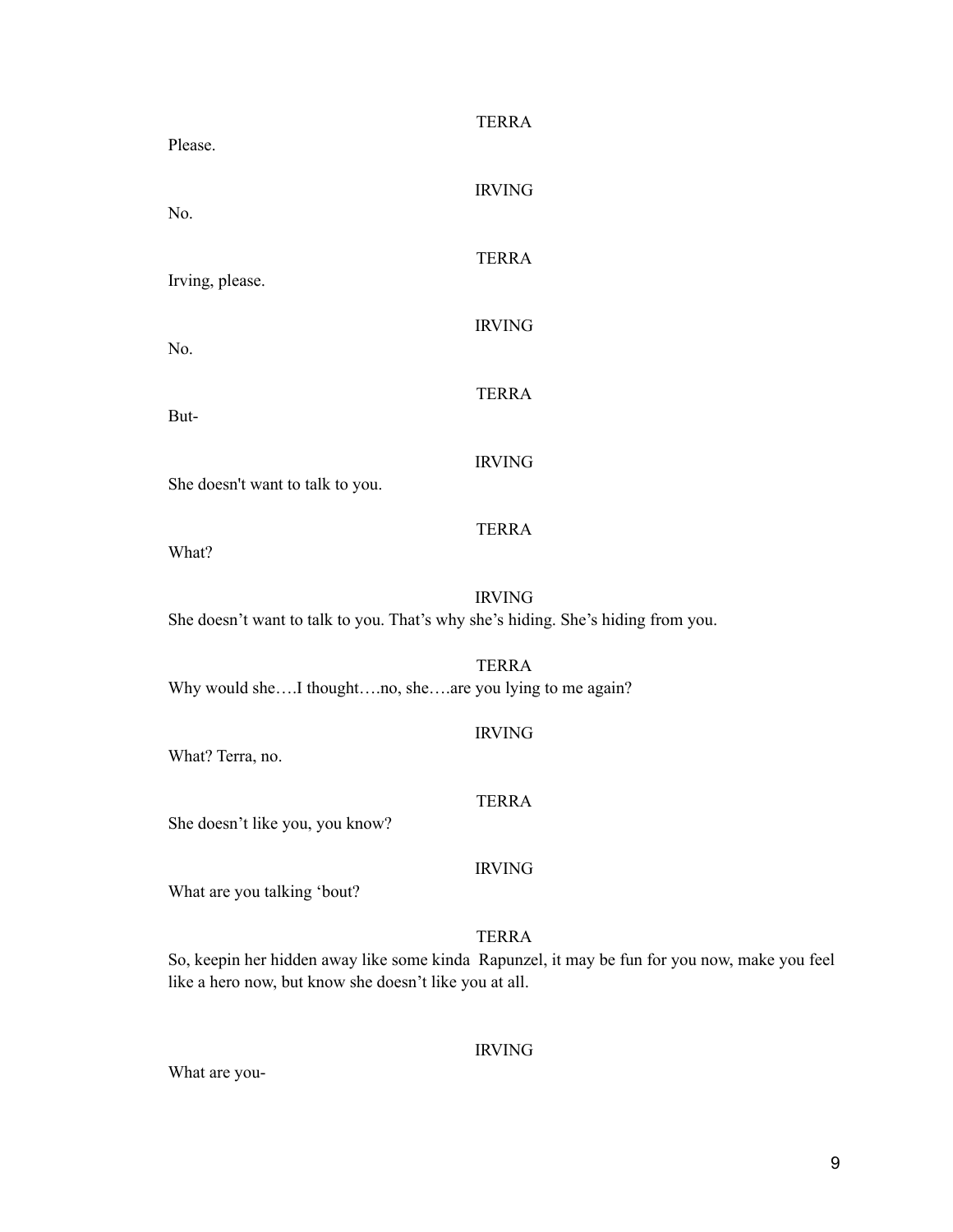TERRA

Please.

IRVING

No.

TERRA

Irving, please.

IRVING

No.

TERRA

But-

IRVING

She doesn't want to talk to you.

TERRA

What?

IRVING

She doesn't want to talk to you. That's why she's hiding. She's hiding from you.

TERRA

Why would she….I thought….no, she….are you lying to me again?

IRVING

What? Terra, no.

TERRA

She doesn't like you, you know?

IRVING

What are you talking 'bout?

TERRA

So, keepin her hidden away like some kinda  Rapunzel, it may be fun for you now, make you feel like a hero now, but know she doesn't like you at all.

IRVING

What are you-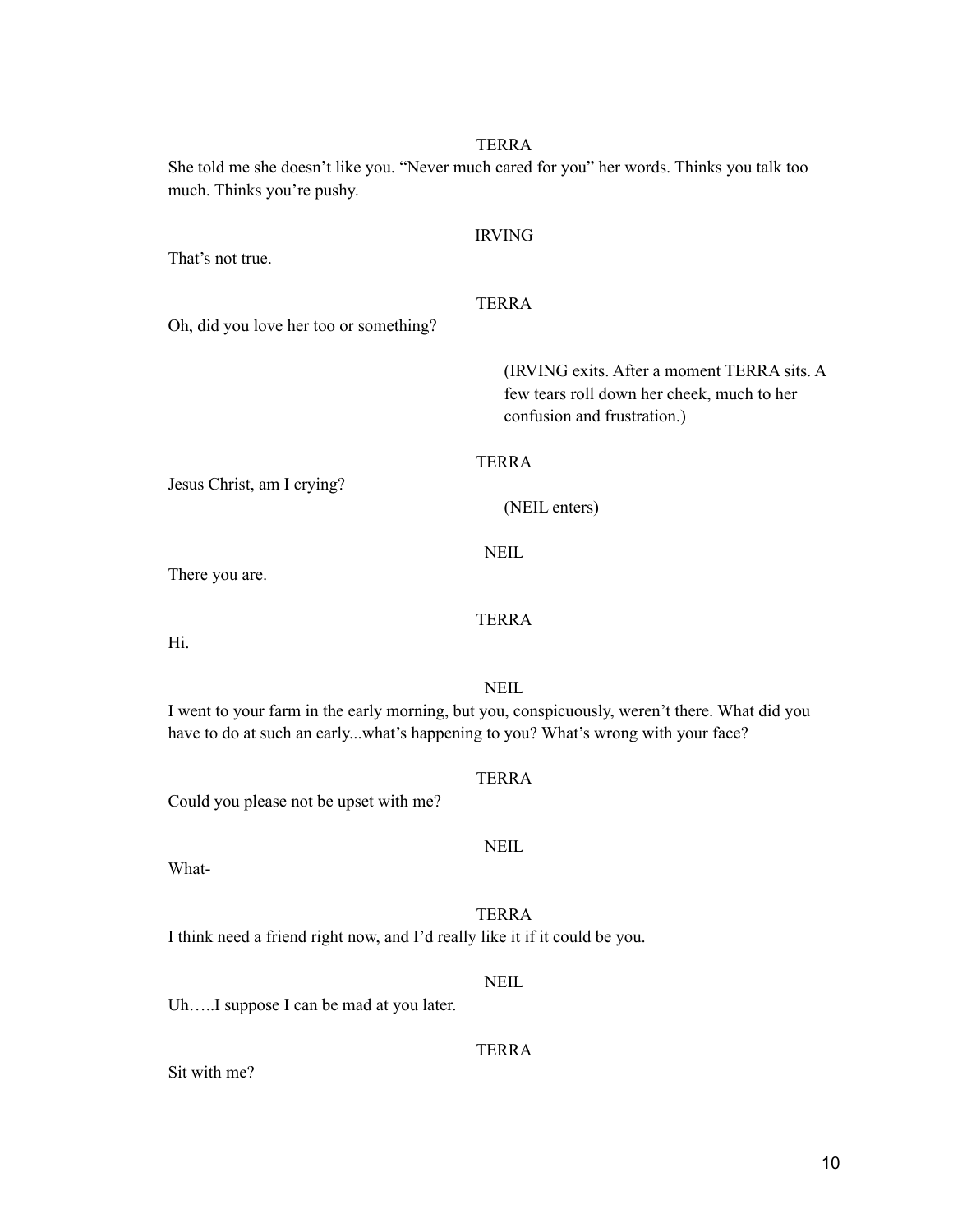TERRA

She told me she doesn't like you. "Never much cared for you" her words. Thinks you talk too much. Thinks you're pushy.

IRVING

That's not true.

TERRA

Oh, did you love her too or something?

(IRVING exits. After a moment TERRA sits. A few tears roll down her cheek, much to her confusion and frustration.)

TERRA

Jesus Christ, am I crying?

(NEIL enters)

NEIL

There you are.

TERRA

Hi.

NEIL

I went to your farm in the early morning, but you, conspicuously, weren't there. What did you have to do at such an early...what's happening to you? What's wrong with your face?

TERRA

Could you please not be upset with me?

NEIL

What-

TERRA

I think need a friend right now, and I'd really like it if it could be you.

NEIL

Uh…..I suppose I can be mad at you later.

TERRA

Sit with me?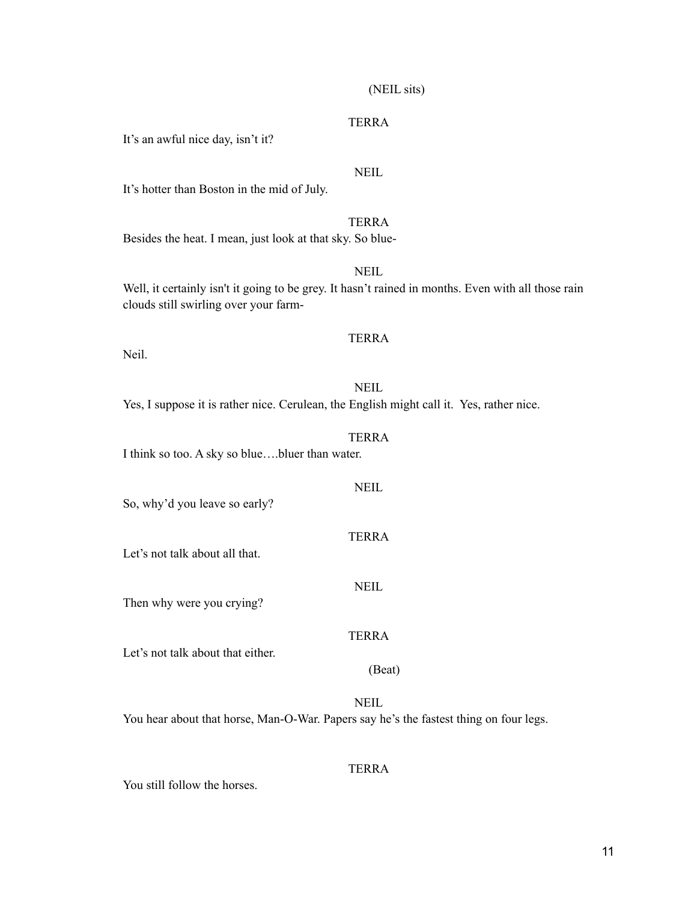(NEIL sits)

TERRA

It's an awful nice day, isn't it?

NEIL

It's hotter than Boston in the mid of July.

TERRA

Besides the heat. I mean, just look at that sky. So blue-

NEIL

Well, it certainly isn't it going to be grey. It hasn't rained in months. Even with all those rain clouds still swirling over your farm-

TERRA

Neil.

NEIL

Yes, I suppose it is rather nice. Cerulean, the English might call it. Yes, rather nice.

TERRA

I think so too. A sky so blue….bluer than water.

NEIL

So, why'd you leave so early?

TERRA

Let's not talk about all that.

NEIL

Then why were you crying?

TERRA

Let's not talk about that either.

(Beat)

NEIL

You hear about that horse, Man-O-War. Papers say he's the fastest thing on four legs.

TERRA

You still follow the horses.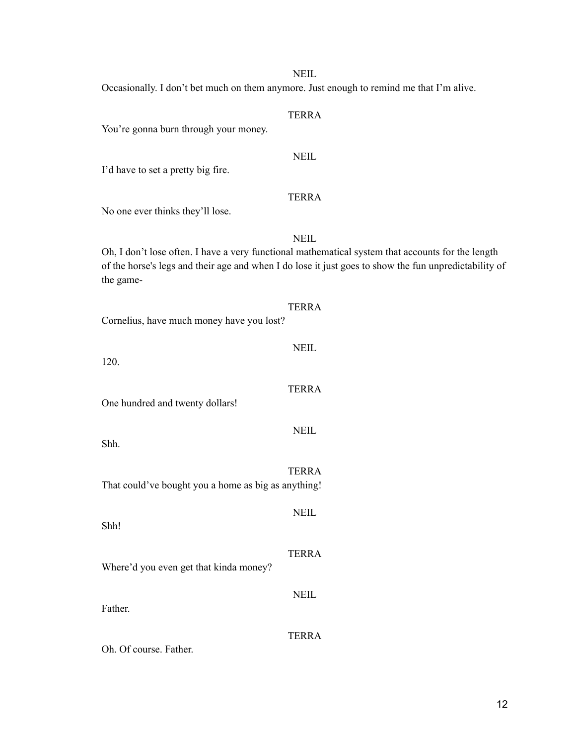NEIL

Occasionally. I don't bet much on them anymore. Just enough to remind me that I'm alive.

TERRA

You're gonna burn through your money.

NEIL

I'd have to set a pretty big fire.

TERRA

No one ever thinks they'll lose.

NEIL

Oh, I don't lose often. I have a very functional mathematical system that accounts for the length of the horse's legs and their age and when I do lose it just goes to show the fun unpredictability of the game-

TERRA

Cornelius, have much money have you lost?

NEIL

120.

TERRA

One hundred and twenty dollars!

NEIL

Shh.

TERRA

That could've bought you a home as big as anything!

NEIL

Shh!

TERRA

Where'd you even get that kinda money?

NEIL

Father.

TERRA

Oh. Of course. Father.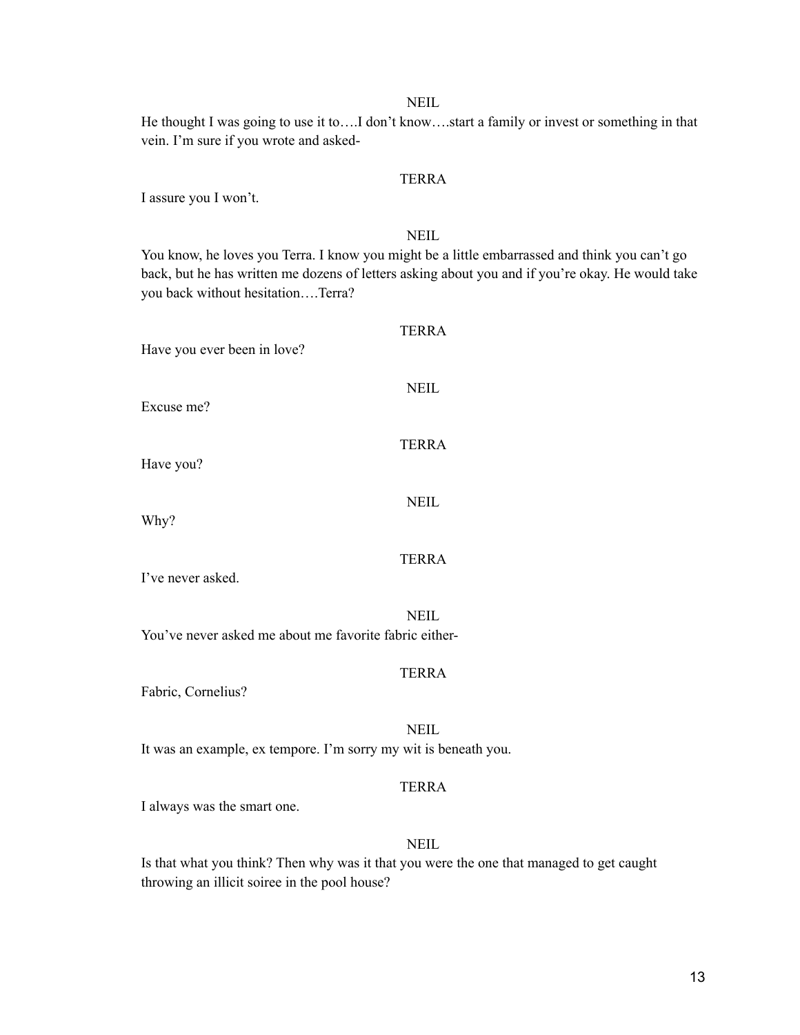NEIL

He thought I was going to use it to….I don't know….start a family or invest or something in that vein. I'm sure if you wrote and asked-

TERRA

I assure you I won't.

NEIL

You know, he loves you Terra. I know you might be a little embarrassed and think you can't go back, but he has written me dozens of letters asking about you and if you're okay. He would take you back without hesitation….Terra?

TERRA

Have you ever been in love?

NEIL

Excuse me?

TERRA

Have you?

NEIL

Why?

TERRA

I've never asked.

NEIL

You've never asked me about me favorite fabric either-

TERRA

Fabric, Cornelius?

NEIL

It was an example, ex tempore. I'm sorry my wit is beneath you.

TERRA

I always was the smart one.

NEIL

Is that what you think? Then why was it that you were the one that managed to get caught throwing an illicit soiree in the pool house?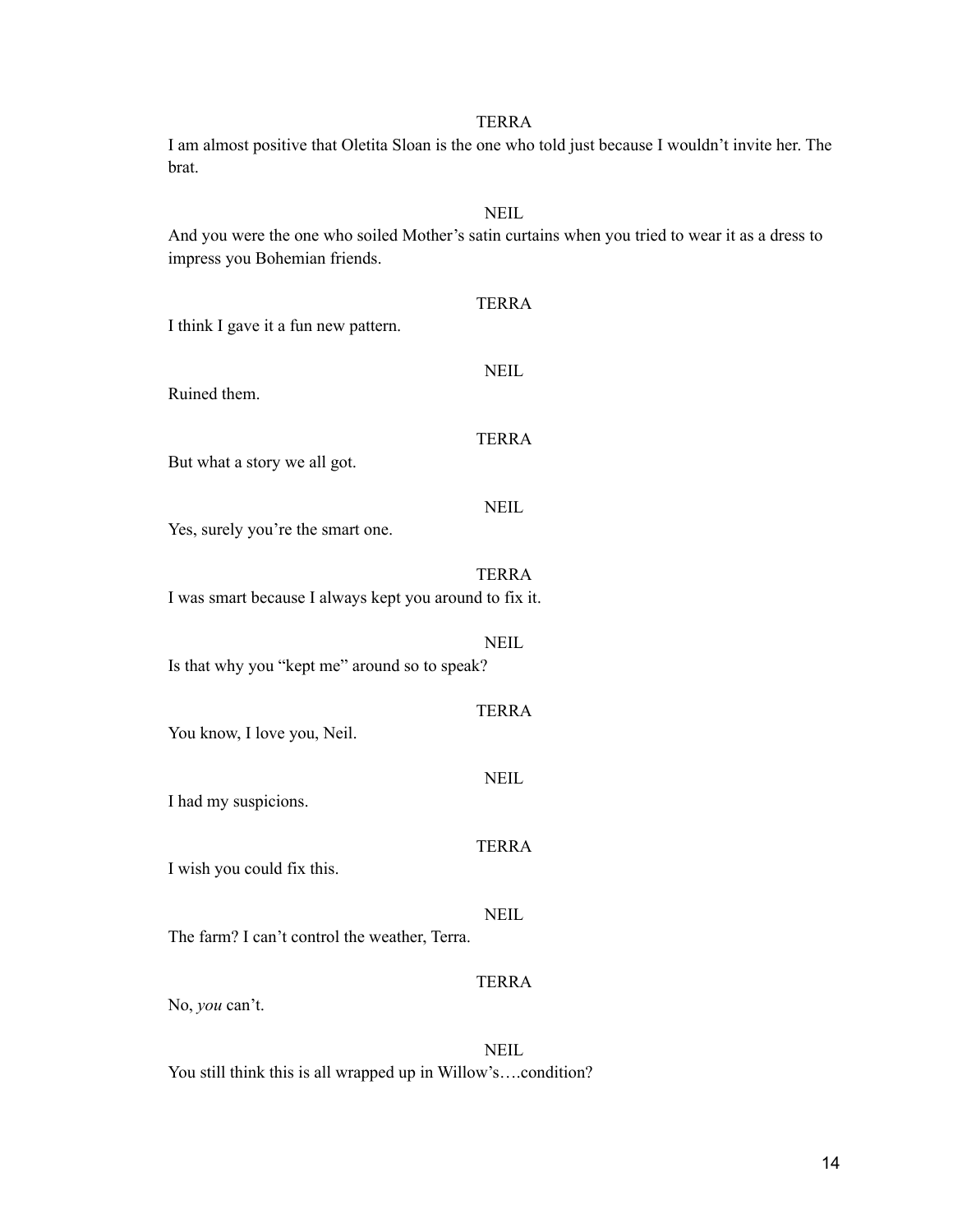TERRA

I am almost positive that Oletita Sloan is the one who told just because I wouldn't invite her. The brat.

NEIL

And you were the one who soiled Mother's satin curtains when you tried to wear it as a dress to impress you Bohemian friends.

TERRA

I think I gave it a fun new pattern.

NEIL

Ruined them.

TERRA

But what a story we all got.

NEIL

Yes, surely you're the smart one.

TERRA

I was smart because I always kept you around to fix it.

NEIL

Is that why you "kept me" around so to speak?

TERRA

You know, I love you, Neil.

NEIL

I had my suspicions.

TERRA

I wish you could fix this.

NEIL

The farm? I can't control the weather, Terra.

TERRA

No, *you* can't.

NEIL

You still think this is all wrapped up in Willow's….condition?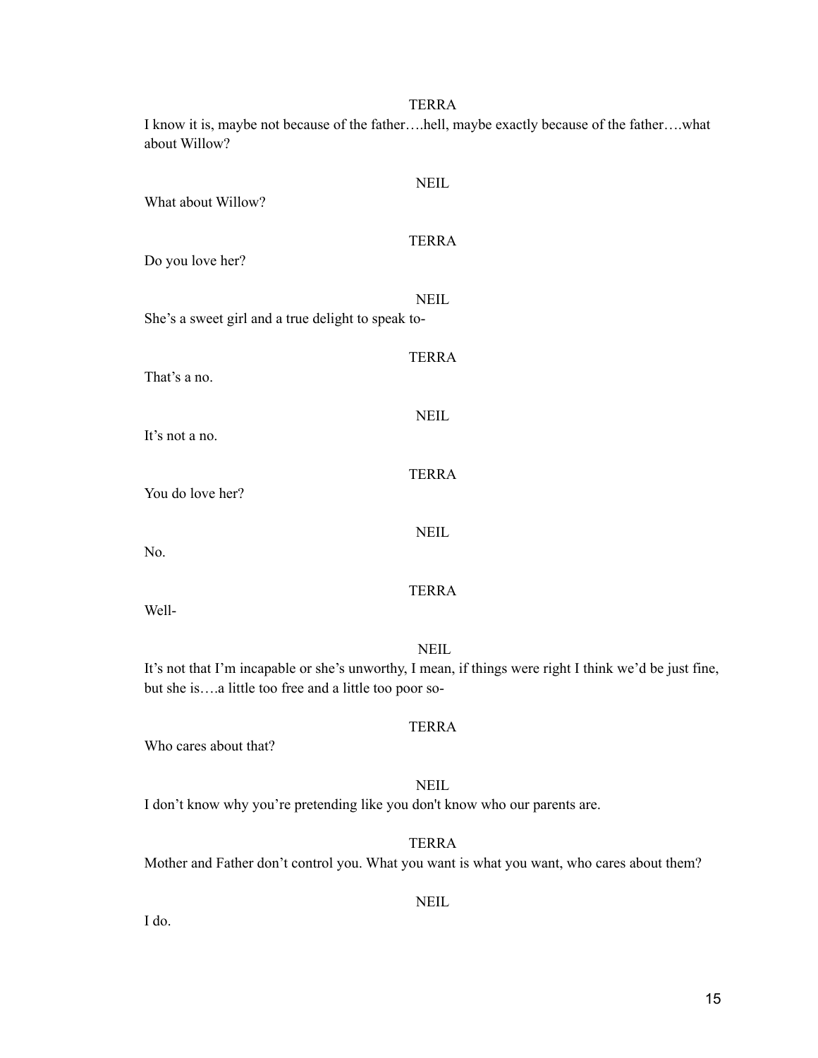TERRA

I know it is, maybe not because of the father….hell, maybe exactly because of the father….what about Willow?

NEIL

What about Willow?

TERRA

Do you love her?

NEIL

She's a sweet girl and a true delight to speak to-

TERRA

That's a no.

NEIL

It's not a no.

TERRA

You do love her?

NEIL

No.

TERRA

Well-

NEIL

It's not that I'm incapable or she's unworthy, I mean, if things were right I think we'd be just fine, but she is….a little too free and a little too poor so-

TERRA

Who cares about that?

NEIL

I don't know why you're pretending like you don't know who our parents are.

TERRA

Mother and Father don't control you. What you want is what you want, who cares about them?

NEIL

I do.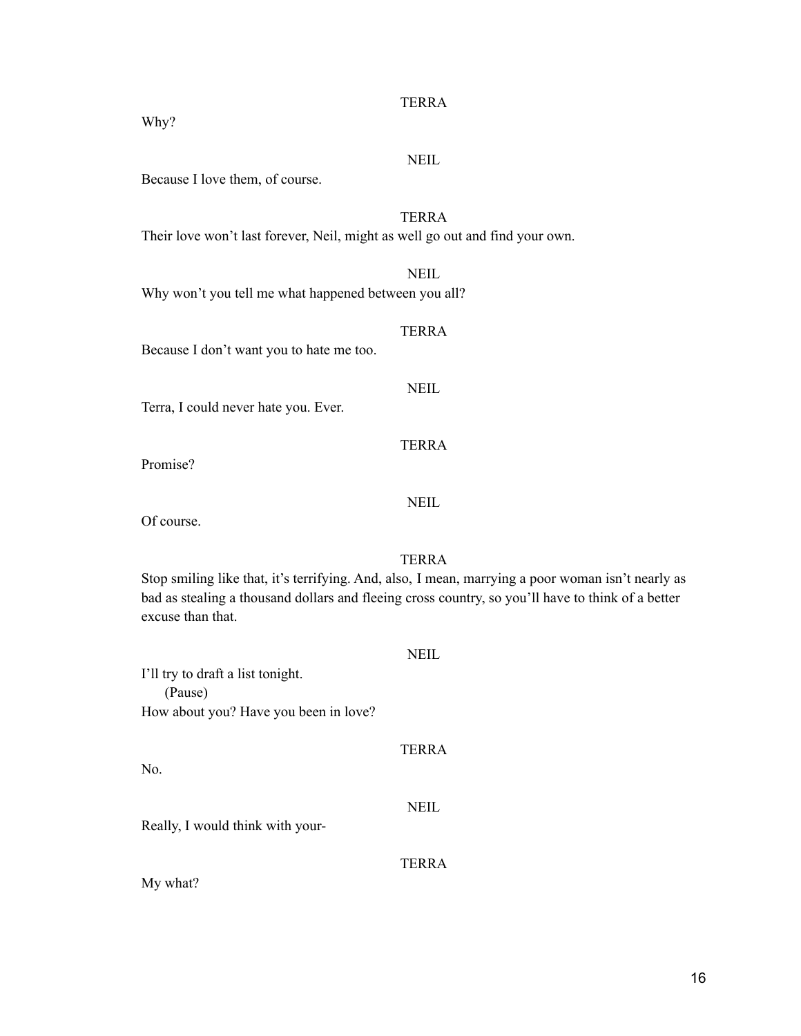TERRA

Why?

NEIL

Because I love them, of course.

TERRA

Their love won't last forever, Neil, might as well go out and find your own.

NEIL

Why won't you tell me what happened between you all?

TERRA

Because I don't want you to hate me too.

NEIL

Terra, I could never hate you. Ever.

TERRA

Promise?

NEIL

Of course.

TERRA

Stop smiling like that, it's terrifying. And, also, I mean, marrying a poor woman isn't nearly as bad as stealing a thousand dollars and fleeing cross country, so you'll have to think of a better excuse than that.

NEIL

I'll try to draft a list tonight.

(Pause)

How about you? Have you been in love?

TERRA

No.

NEIL

Really, I would think with your-

TERRA

My what?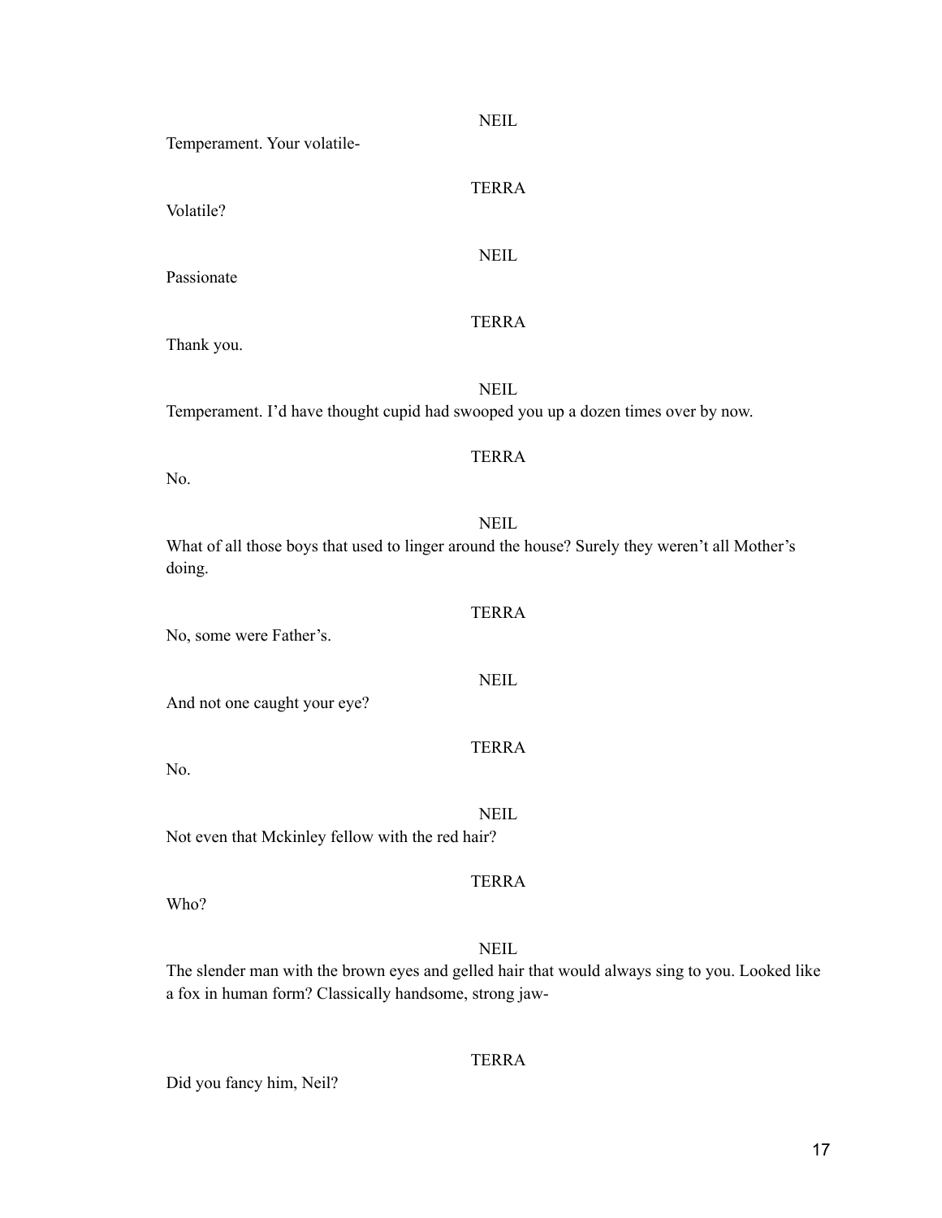NEIL

Temperament. Your volatile-

TERRA

Volatile?

NEIL

Passionate

TERRA

Thank you.

NEIL

Temperament. I'd have thought cupid had swooped you up a dozen times over by now.

TERRA

No.

NEIL

What of all those boys that used to linger around the house? Surely they weren't all Mother's doing.

TERRA

No, some were Father's.

NEIL

And not one caught your eye?

TERRA

No.

NEIL

Not even that Mckinley fellow with the red hair?

TERRA

Who?

NEIL

The slender man with the brown eyes and gelled hair that would always sing to you. Looked like a fox in human form? Classically handsome, strong jaw-

TERRA

Did you fancy him, Neil?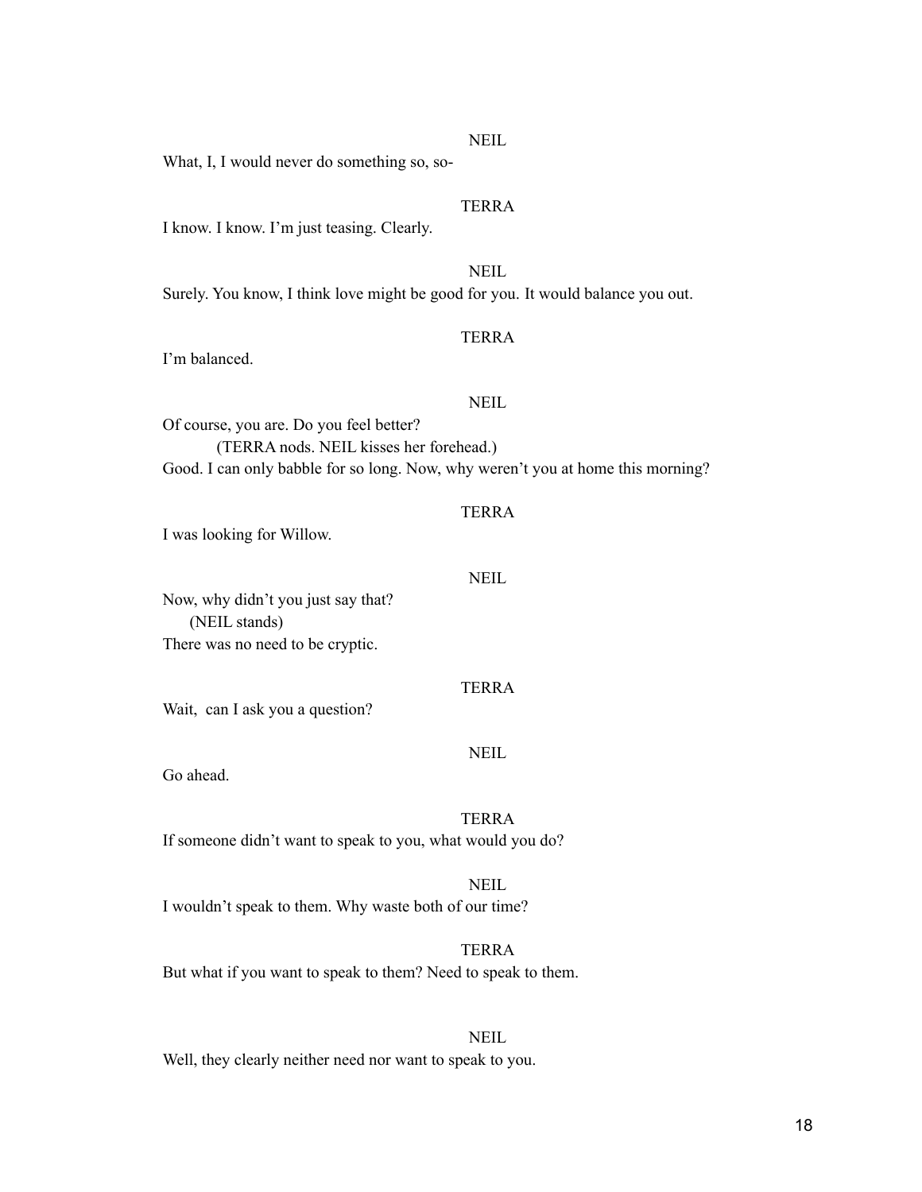NEIL

What, I, I would never do something so, so-

TERRA

I know. I know. I'm just teasing. Clearly.

NEIL

Surely. You know, I think love might be good for you. It would balance you out.

TERRA

I'm balanced.

NEIL

Of course, you are. Do you feel better?

(TERRA nods. NEIL kisses her forehead.)

Good. I can only babble for so long. Now, why weren't you at home this morning?

TERRA

I was looking for Willow.

NEIL

Now, why didn't you just say that?

(NEIL stands)

There was no need to be cryptic.

TERRA

Wait, can I ask you a question?

NEIL

Go ahead.

TERRA

If someone didn't want to speak to you, what would you do?

NEIL

I wouldn't speak to them. Why waste both of our time?

TERRA

But what if you want to speak to them? Need to speak to them.

NEIL

Well, they clearly neither need nor want to speak to you.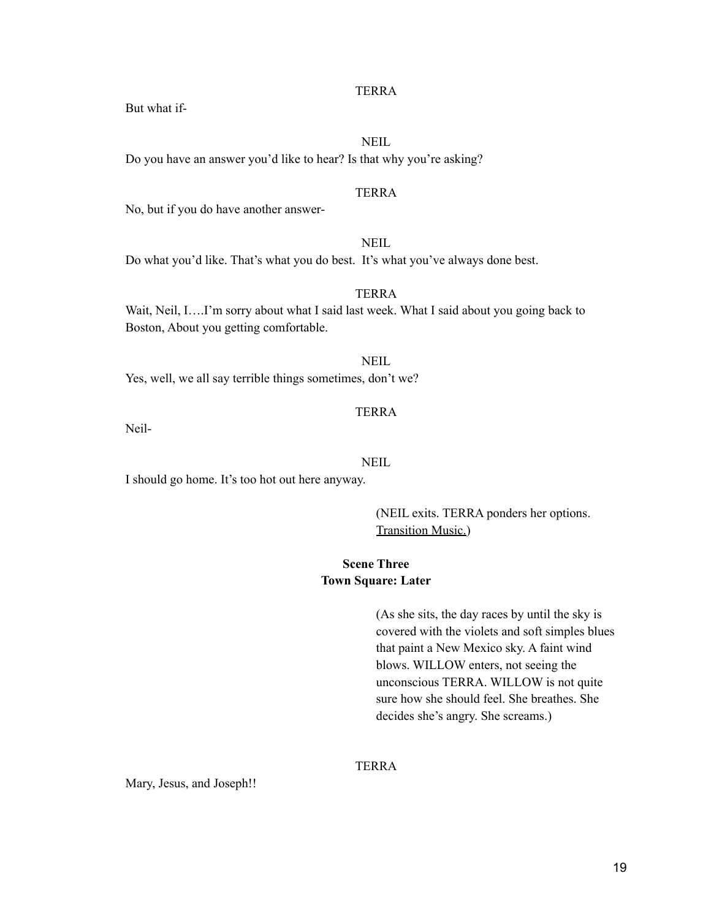TERRA

But what if-

NEIL

Do you have an answer you'd like to hear? Is that why you're asking?

TERRA

No, but if you do have another answer-

NEIL

Do what you'd like. That's what you do best. It's what you've always done best.

TERRA

Wait, Neil, I….I'm sorry about what I said last week. What I said about you going back to Boston, About you getting comfortable.

NEIL

Yes, well, we all say terrible things sometimes, don't we?

TERRA

Neil-

NEIL

I should go home. It's too hot out here anyway.

(NEIL exits. TERRA ponders her options. Transition Music.)

**Scene Three**
**Town Square: Later**

(As she sits, the day races by until the sky is covered with the violets and soft simples blues that paint a New Mexico sky. A faint wind blows. WILLOW enters, not seeing the unconscious TERRA. WILLOW is not quite sure how she should feel. She breathes. She decides she's angry. She screams.)

TERRA

Mary, Jesus, and Joseph!!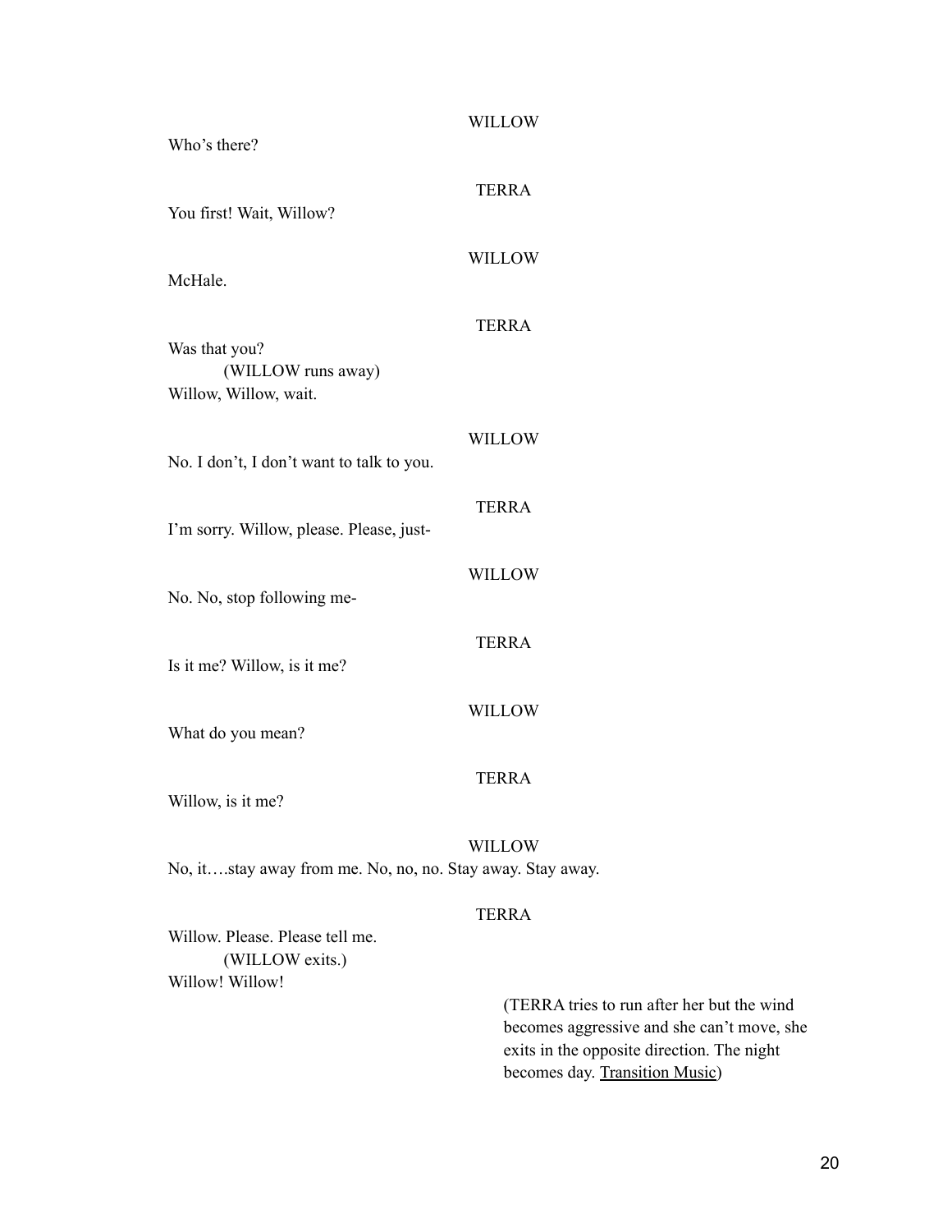WILLOW

Who's there?

TERRA

You first! Wait, Willow?

WILLOW

McHale.

TERRA

Was that you?

(WILLOW runs away)

Willow, Willow, wait.

WILLOW

No. I don't, I don't want to talk to you.

TERRA

I'm sorry. Willow, please. Please, just-

WILLOW

No. No, stop following me-

TERRA

Is it me? Willow, is it me?

WILLOW

What do you mean?

TERRA

Willow, is it me?

WILLOW

No, it….stay away from me. No, no, no. Stay away. Stay away.

TERRA

Willow. Please. Please tell me.

(WILLOW exits.)

Willow! Willow!

(TERRA tries to run after her but the wind becomes aggressive and she can't move, she exits in the opposite direction. The night becomes day. Transition Music)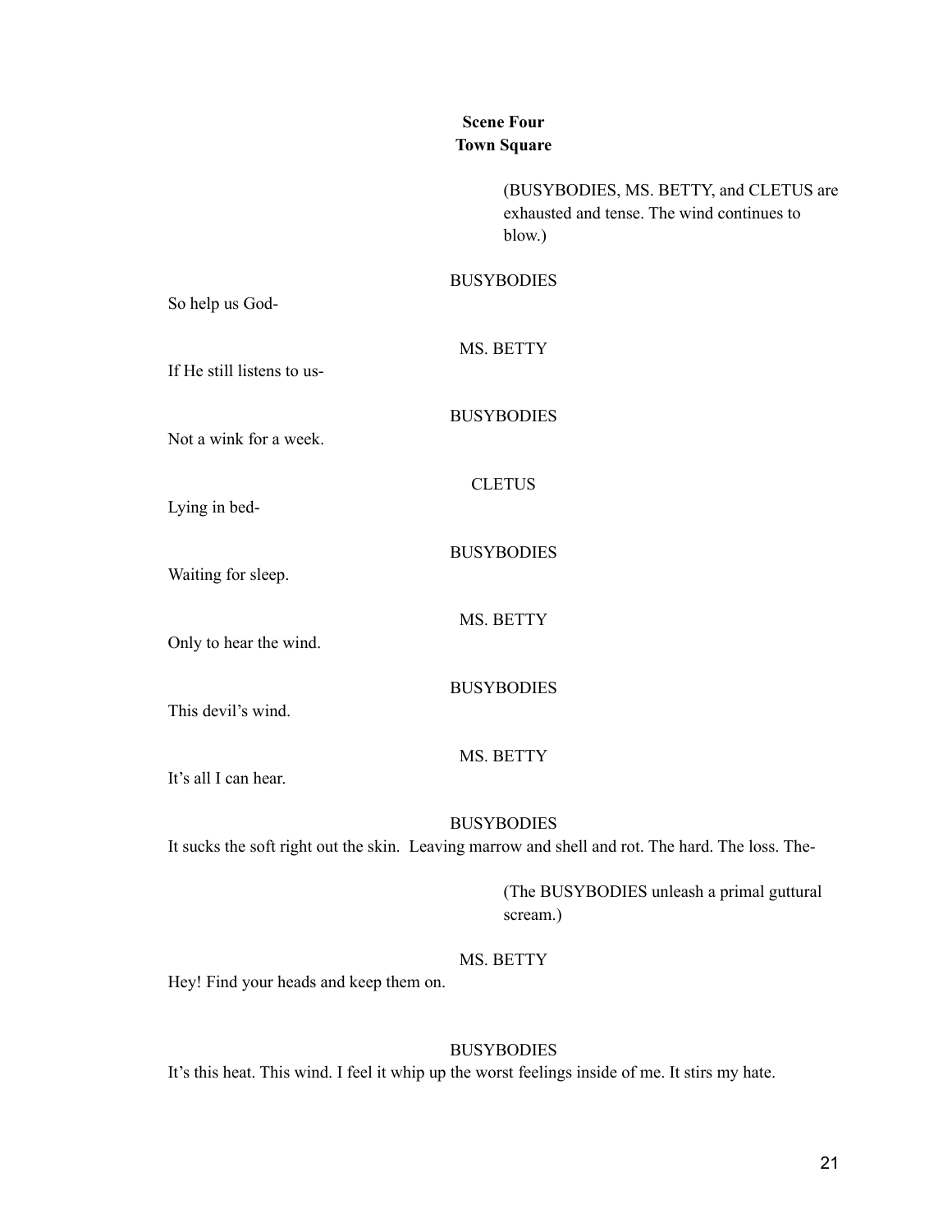**Scene Four**
**Town Square**

(BUSYBODIES, MS. BETTY, and CLETUS are exhausted and tense. The wind continues to blow.)

BUSYBODIES

So help us God-

MS. BETTY

If He still listens to us-

BUSYBODIES

Not a wink for a week.

CLETUS

Lying in bed-

BUSYBODIES

Waiting for sleep.

MS. BETTY

Only to hear the wind.

BUSYBODIES

This devil's wind.

MS. BETTY

It's all I can hear.

BUSYBODIES

It sucks the soft right out the skin. Leaving marrow and shell and rot. The hard. The loss. The-

(The BUSYBODIES unleash a primal guttural scream.)

MS. BETTY

Hey! Find your heads and keep them on.

BUSYBODIES

It's this heat. This wind. I feel it whip up the worst feelings inside of me. It stirs my hate.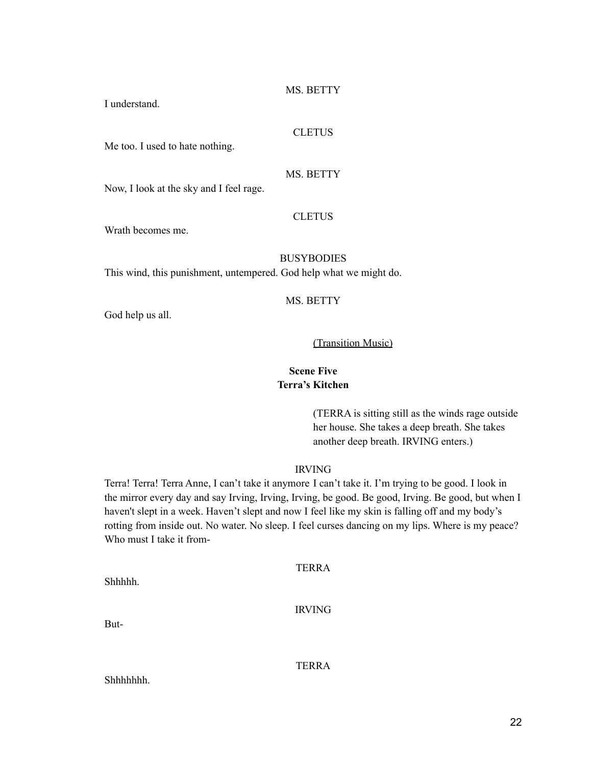MS. BETTY

I understand.

CLETUS

Me too. I used to hate nothing.

MS. BETTY

Now, I look at the sky and I feel rage.

CLETUS

Wrath becomes me.

BUSYBODIES

This wind, this punishment, untempered. God help what we might do.

MS. BETTY

God help us all.

(Transition Music)

**Scene Five**
**Terra's Kitchen**

(TERRA is sitting still as the winds rage outside her house. She takes a deep breath. She takes another deep breath. IRVING enters.)

IRVING

Terra! Terra! Terra Anne, I can't take it anymore I can't take it. I'm trying to be good. I look in the mirror every day and say Irving, Irving, Irving, be good. Be good, Irving. Be good, but when I haven't slept in a week. Haven't slept and now I feel like my skin is falling off and my body's rotting from inside out. No water. No sleep. I feel curses dancing on my lips. Where is my peace? Who must I take it from-

TERRA

Shhhhh.

IRVING

But-

TERRA

Shhhhhhh.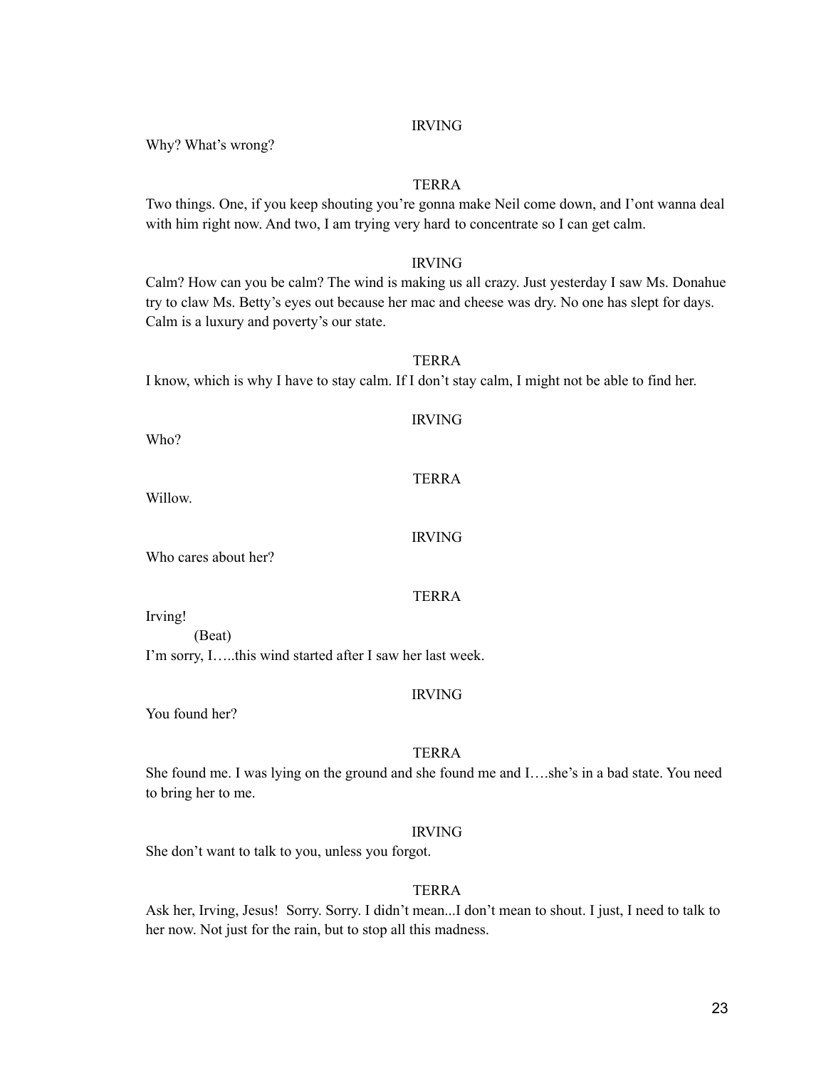IRVING

Why? What's wrong?

TERRA

Two things. One, if you keep shouting you're gonna make Neil come down, and I'ont wanna deal with him right now. And two, I am trying very hard to concentrate so I can get calm.

IRVING

Calm? How can you be calm? The wind is making us all crazy. Just yesterday I saw Ms. Donahue try to claw Ms. Betty's eyes out because her mac and cheese was dry. No one has slept for days. Calm is a luxury and poverty's our state.

TERRA

I know, which is why I have to stay calm. If I don't stay calm, I might not be able to find her.

IRVING

Who?

TERRA

Willow.

IRVING

Who cares about her?

TERRA

Irving!

(Beat)

I'm sorry, I…..this wind started after I saw her last week.

IRVING

You found her?

TERRA

She found me. I was lying on the ground and she found me and I….she's in a bad state. You need to bring her to me.

IRVING

She don't want to talk to you, unless you forgot.

TERRA

Ask her, Irving, Jesus! Sorry. Sorry. I didn't mean...I don't mean to shout. I just, I need to talk to her now. Not just for the rain, but to stop all this madness.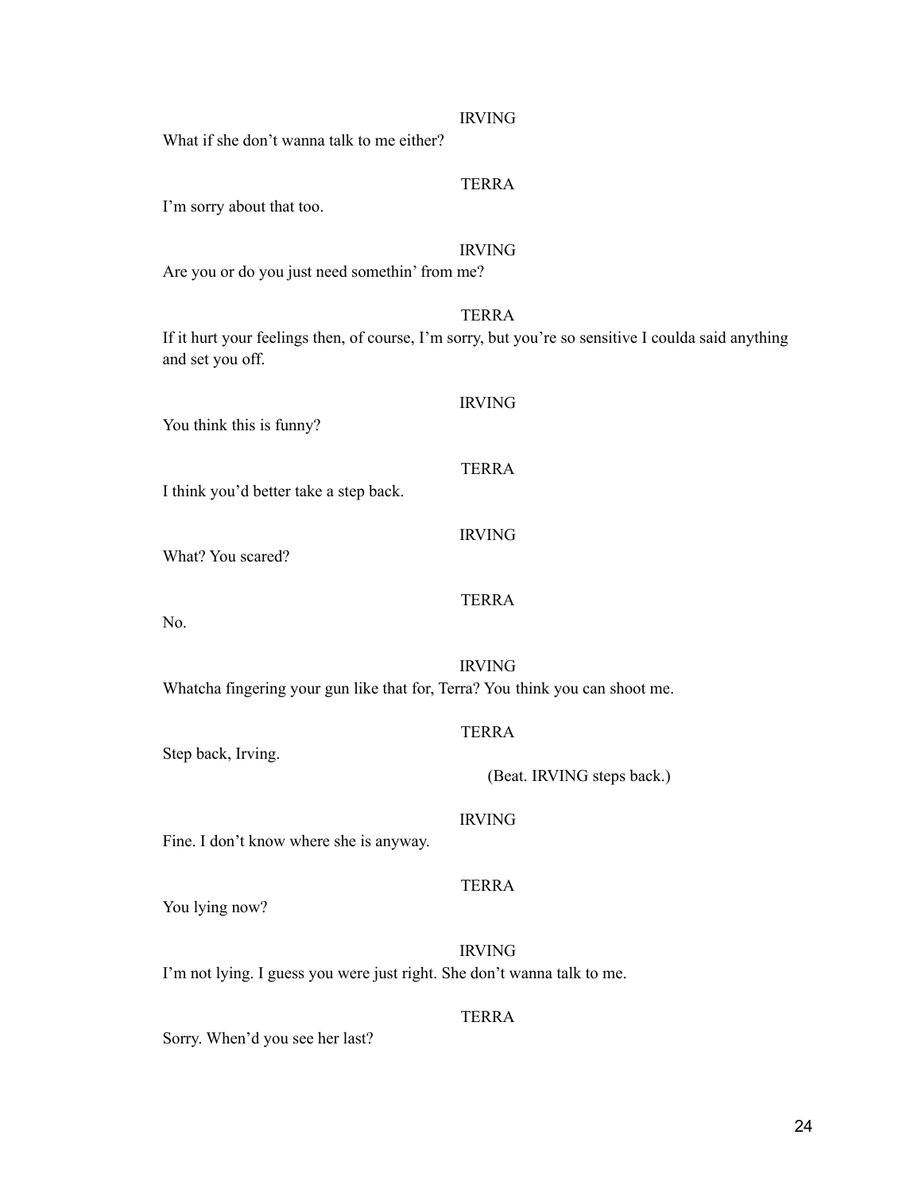IRVING

What if she don't wanna talk to me either?

TERRA

I'm sorry about that too.

IRVING

Are you or do you just need somethin' from me?

TERRA

If it hurt your feelings then, of course, I'm sorry, but you're so sensitive I coulda said anything and set you off.

IRVING

You think this is funny?

TERRA

I think you'd better take a step back.

IRVING

What? You scared?

TERRA

No.

IRVING

Whatcha fingering your gun like that for, Terra? You think you can shoot me.

TERRA

Step back, Irving.

(Beat. IRVING steps back.)

IRVING

Fine. I don't know where she is anyway.

TERRA

You lying now?

IRVING

I'm not lying. I guess you were just right. She don't wanna talk to me.

TERRA

Sorry. When'd you see her last?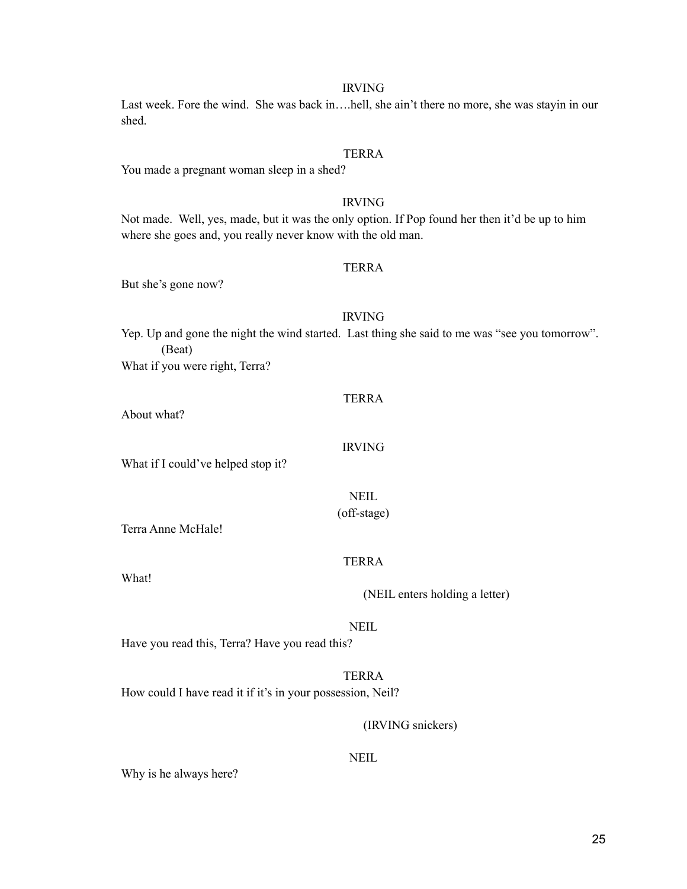IRVING

Last week. Fore the wind. She was back in….hell, she ain't there no more, she was stayin in our shed.

TERRA

You made a pregnant woman sleep in a shed?

IRVING

Not made. Well, yes, made, but it was the only option. If Pop found her then it'd be up to him where she goes and, you really never know with the old man.

TERRA

But she's gone now?

IRVING

Yep. Up and gone the night the wind started. Last thing she said to me was "see you tomorrow".

(Beat)

What if you were right, Terra?

TERRA

About what?

IRVING

What if I could've helped stop it?

NEIL

(off-stage)

Terra Anne McHale!

TERRA

What!

(NEIL enters holding a letter)

NEIL

Have you read this, Terra? Have you read this?

TERRA

How could I have read it if it's in your possession, Neil?

(IRVING snickers)

NEIL

Why is he always here?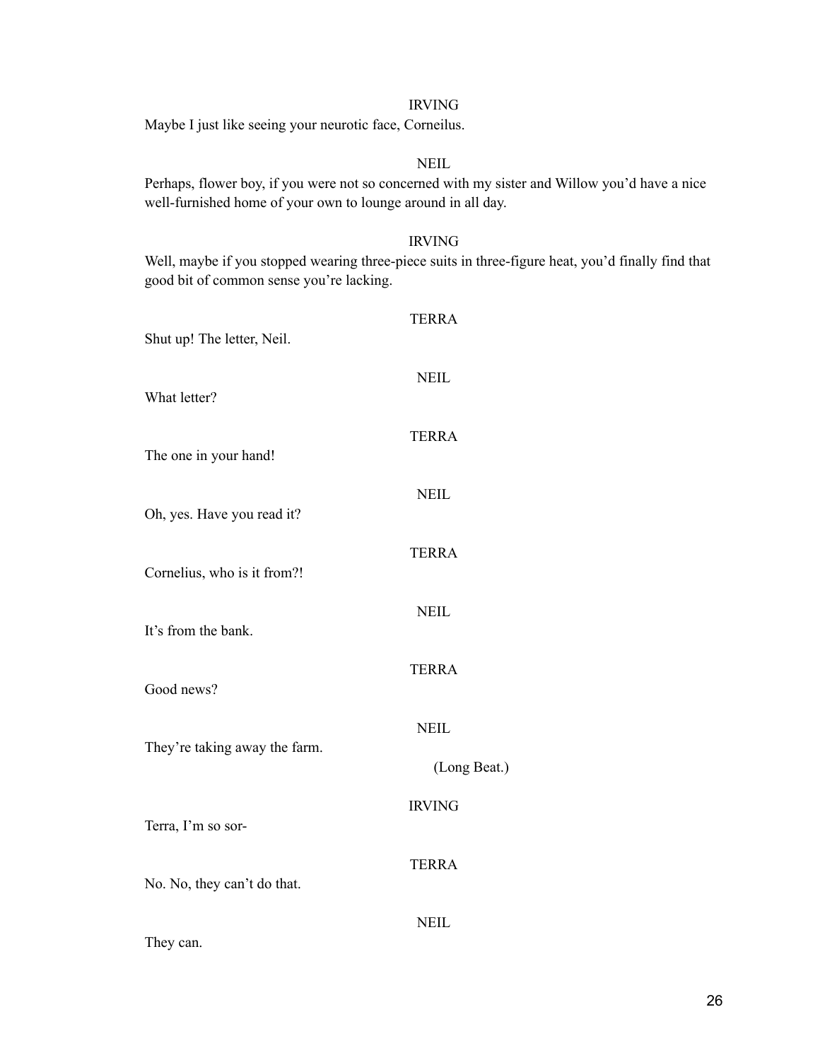IRVING

Maybe I just like seeing your neurotic face, Corneilus.

NEIL

Perhaps, flower boy, if you were not so concerned with my sister and Willow you'd have a nice well-furnished home of your own to lounge around in all day.

IRVING

Well, maybe if you stopped wearing three-piece suits in three-figure heat, you'd finally find that good bit of common sense you're lacking.

TERRA

Shut up! The letter, Neil.

NEIL

What letter?

TERRA

The one in your hand!

NEIL

Oh, yes. Have you read it?

TERRA

Cornelius, who is it from?!

NEIL

It's from the bank.

TERRA

Good news?

NEIL

They're taking away the farm.

(Long Beat.)

IRVING

Terra, I'm so sor-

TERRA

No. No, they can't do that.

NEIL

They can.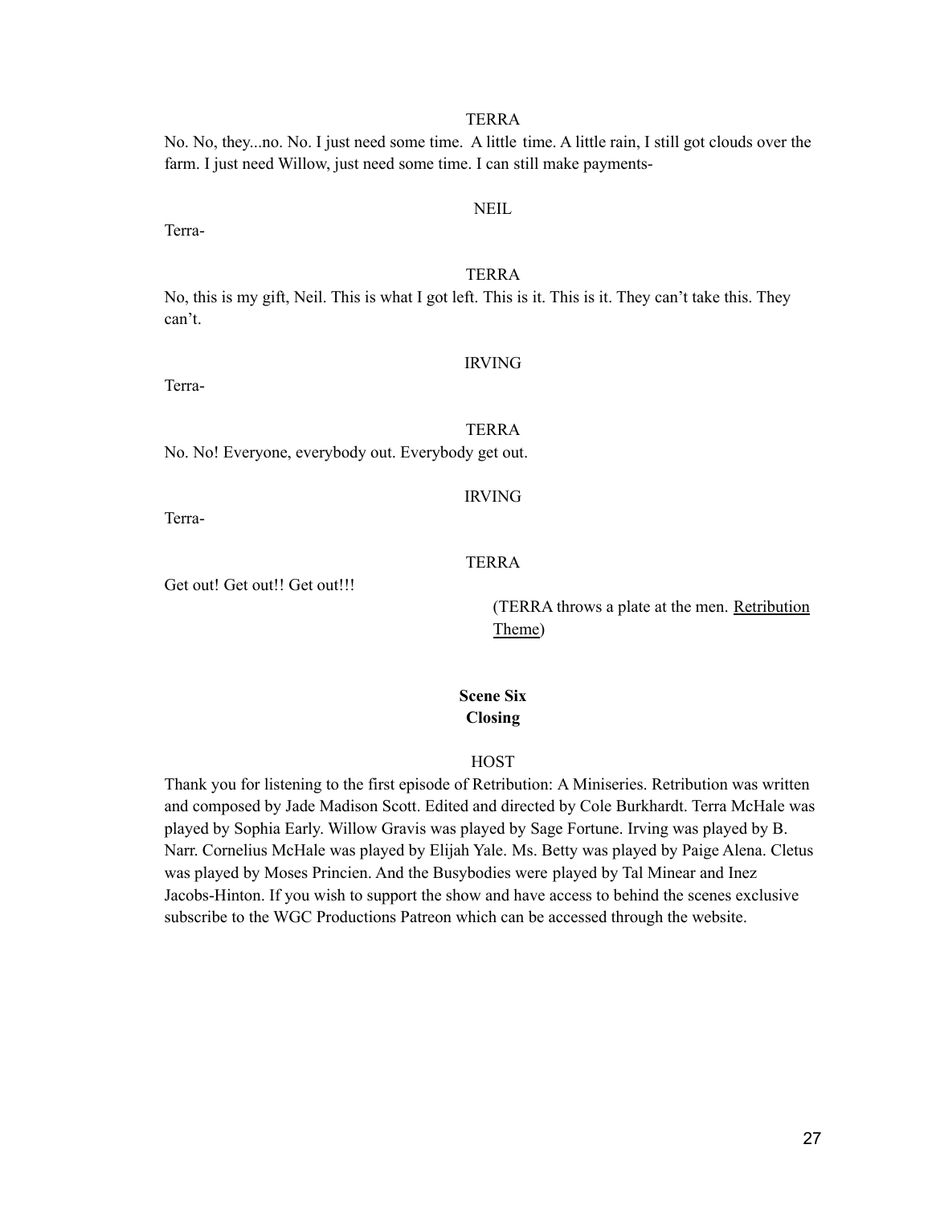TERRA

No. No, they...no. No. I just need some time. A little time. A little rain, I still got clouds over the farm. I just need Willow, just need some time. I can still make payments-

NEIL

Terra-

TERRA

No, this is my gift, Neil. This is what I got left. This is it. This is it. They can't take this. They can't.

IRVING

Terra-

TERRA

No. No! Everyone, everybody out. Everybody get out.

IRVING

Terra-

TERRA

Get out! Get out!! Get out!!!

(TERRA throws a plate at the men. Retribution Theme)

**Scene Six**
**Closing**

HOST

Thank you for listening to the first episode of Retribution: A Miniseries. Retribution was written and composed by Jade Madison Scott. Edited and directed by Cole Burkhardt. Terra McHale was played by Sophia Early. Willow Gravis was played by Sage Fortune. Irving was played by B. Narr. Cornelius McHale was played by Elijah Yale. Ms. Betty was played by Paige Alena. Cletus was played by Moses Princien. And the Busybodies were played by Tal Minear and Inez Jacobs-Hinton. If you wish to support the show and have access to behind the scenes exclusive subscribe to the WGC Productions Patreon which can be accessed through the website.